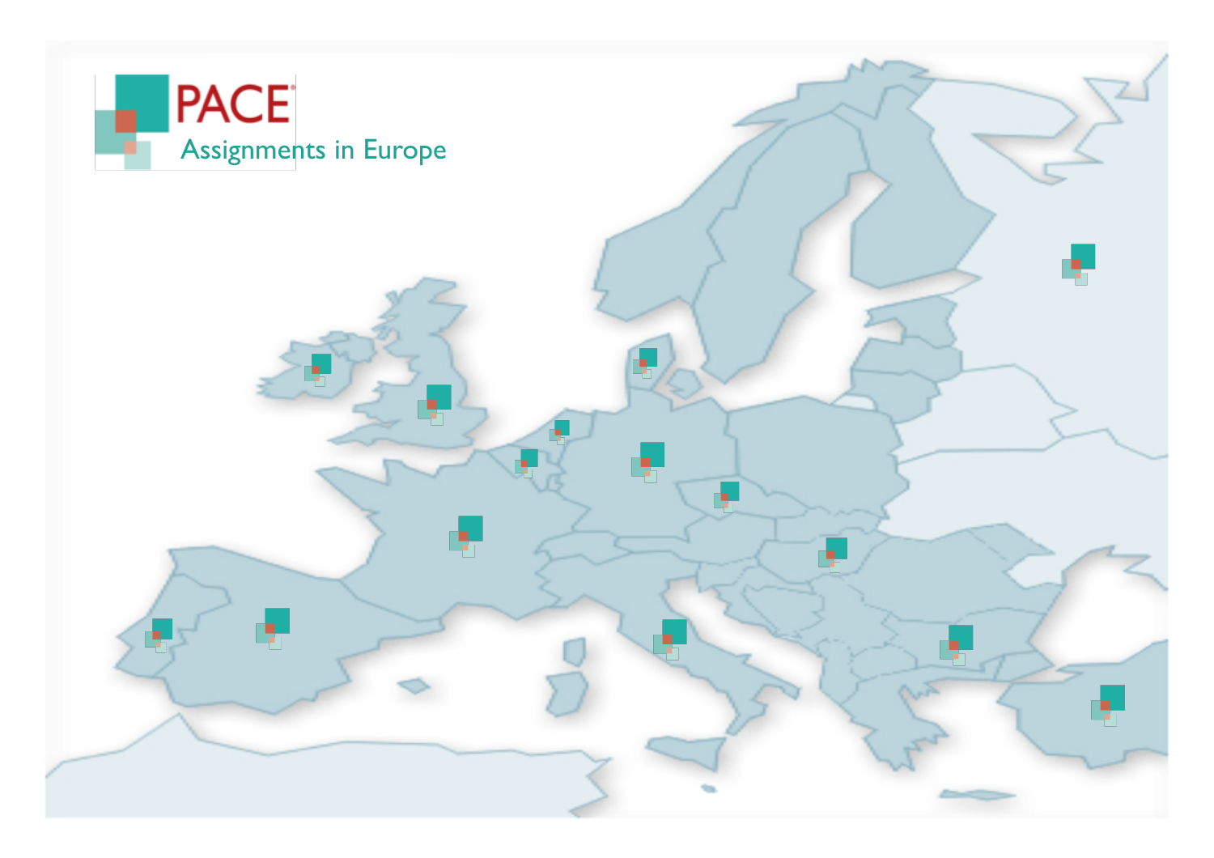PACE

Assignments in Europe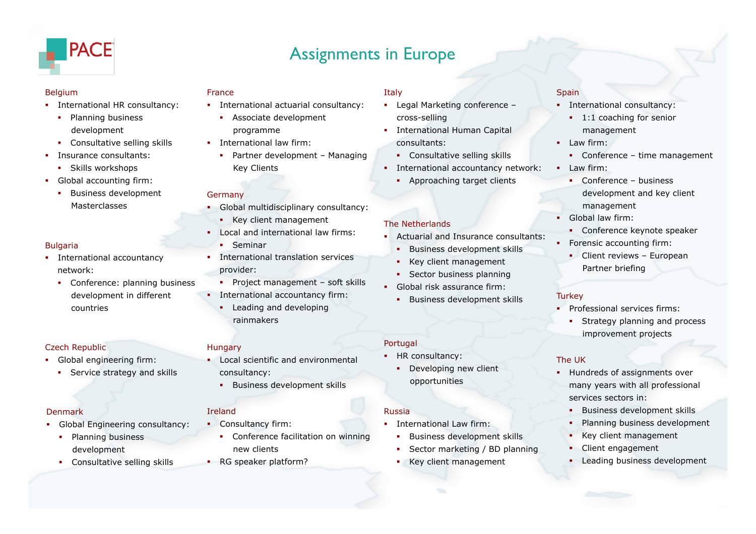PACE

# Assignments in Europe

## Belgium

- International HR consultancy:
  - Planning business development
  - Consultative selling skills
- Insurance consultants:
  - Skills workshops
- Global accounting firm:
  - Business development Masterclasses

## Bulgaria

- International accountancy network:
  - Conference: planning business development in different countries

## Czech Republic

- Global engineering firm:
  - Service strategy and skills

## Denmark

- Global Engineering consultancy:
  - Planning business development
  - Consultative selling skills

## France

- International actuarial consultancy:
  - Associate development programme
- International law firm:
  - Partner development – Managing Key Clients

## Germany

- Global multidisciplinary consultancy:
  - Key client management
- Local and international law firms:
  - Seminar
- International translation services provider:
  - Project management – soft skills
- International accountancy firm:
  - Leading and developing rainmakers

## Hungary

- Local scientific and environmental consultancy:
  - Business development skills

## Ireland

- Consultancy firm:
  - Conference facilitation on winning new clients
- RG speaker platform?

## Italy

- Legal Marketing conference – cross-selling
- International Human Capital consultants:
  - Consultative selling skills
- International accountancy network:
  - Approaching target clients

## The Netherlands

- Actuarial and Insurance consultants:
  - Business development skills
  - Key client management
  - Sector business planning
- Global risk assurance firm:
  - Business development skills

## Portugal

- HR consultancy:
  - Developing new client opportunities

## Russia

- International Law firm:
  - Business development skills
  - Sector marketing / BD planning
  - Key client management

## Spain

- International consultancy:
  - 1:1 coaching for senior management
- Law firm:
  - Conference – time management
- Law firm:
  - Conference – business development and key client management
- Global law firm:
  - Conference keynote speaker
- Forensic accounting firm:
  - Client reviews – European Partner briefing

## Turkey

- Professional services firms:
  - Strategy planning and process improvement projects

## The UK

- Hundreds of assignments over many years with all professional services sectors in:
  - Business development skills
  - Planning business development
  - Key client management
  - Client engagement
  - Leading business development